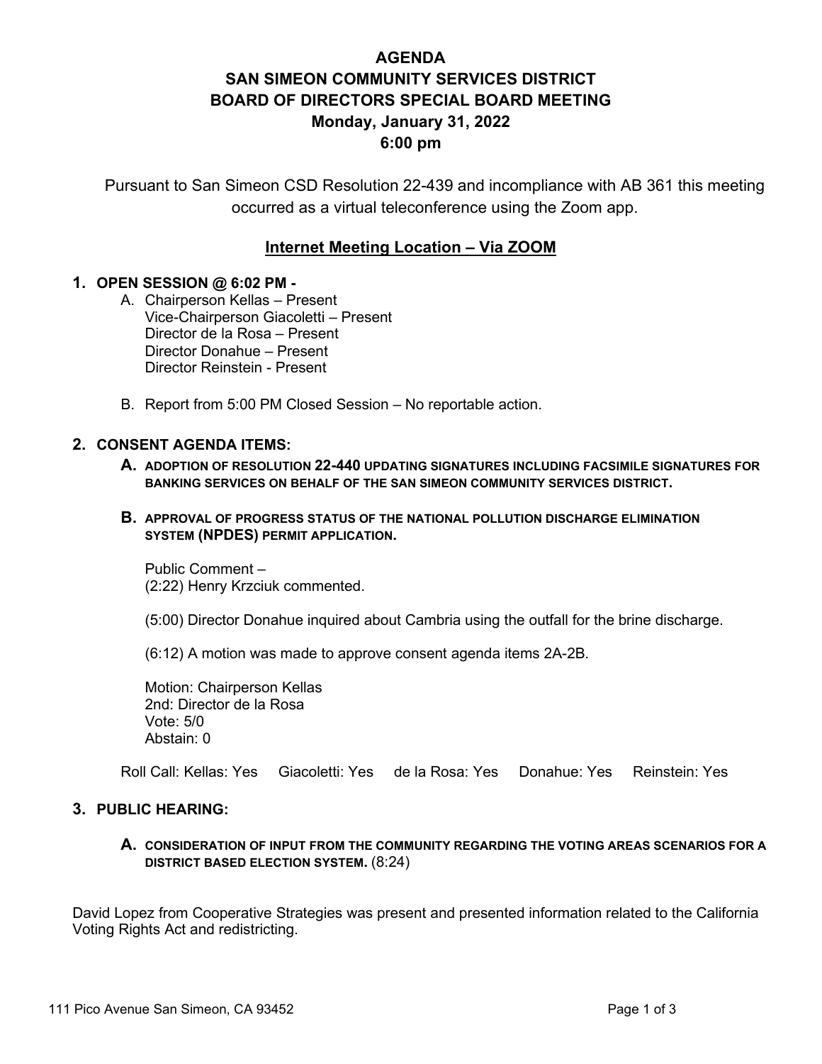# AGENDA
# SAN SIMEON COMMUNITY SERVICES DISTRICT
# BOARD OF DIRECTORS SPECIAL BOARD MEETING
## Monday, January 31, 2022
## 6:00 pm

Pursuant to San Simeon CSD Resolution 22-439 and incompliance with AB 361 this meeting occurred as a virtual teleconference using the Zoom app.

**Internet Meeting Location – Via ZOOM**

**1. OPEN SESSION @ 6:02 PM -**

A. Chairperson Kellas – Present
   Vice-Chairperson Giacoletti – Present
   Director de la Rosa – Present
   Director Donahue – Present
   Director Reinstein - Present

B. Report from 5:00 PM Closed Session – No reportable action.

**2. CONSENT AGENDA ITEMS:**

**A. ADOPTION OF RESOLUTION 22-440 UPDATING SIGNATURES INCLUDING FACSIMILE SIGNATURES FOR BANKING SERVICES ON BEHALF OF THE SAN SIMEON COMMUNITY SERVICES DISTRICT.**

**B. APPROVAL OF PROGRESS STATUS OF THE NATIONAL POLLUTION DISCHARGE ELIMINATION SYSTEM (NPDES) PERMIT APPLICATION.**

Public Comment –
(2:22) Henry Krzciuk commented.

(5:00) Director Donahue inquired about Cambria using the outfall for the brine discharge.

(6:12) A motion was made to approve consent agenda items 2A-2B.

Motion: Chairperson Kellas
2nd: Director de la Rosa
Vote: 5/0
Abstain: 0

Roll Call: Kellas: Yes   Giacoletti: Yes   de la Rosa: Yes   Donahue: Yes   Reinstein: Yes

**3. PUBLIC HEARING:**

**A. CONSIDERATION OF INPUT FROM THE COMMUNITY REGARDING THE VOTING AREAS SCENARIOS FOR A DISTRICT BASED ELECTION SYSTEM.** (8:24)

David Lopez from Cooperative Strategies was present and presented information related to the California Voting Rights Act and redistricting.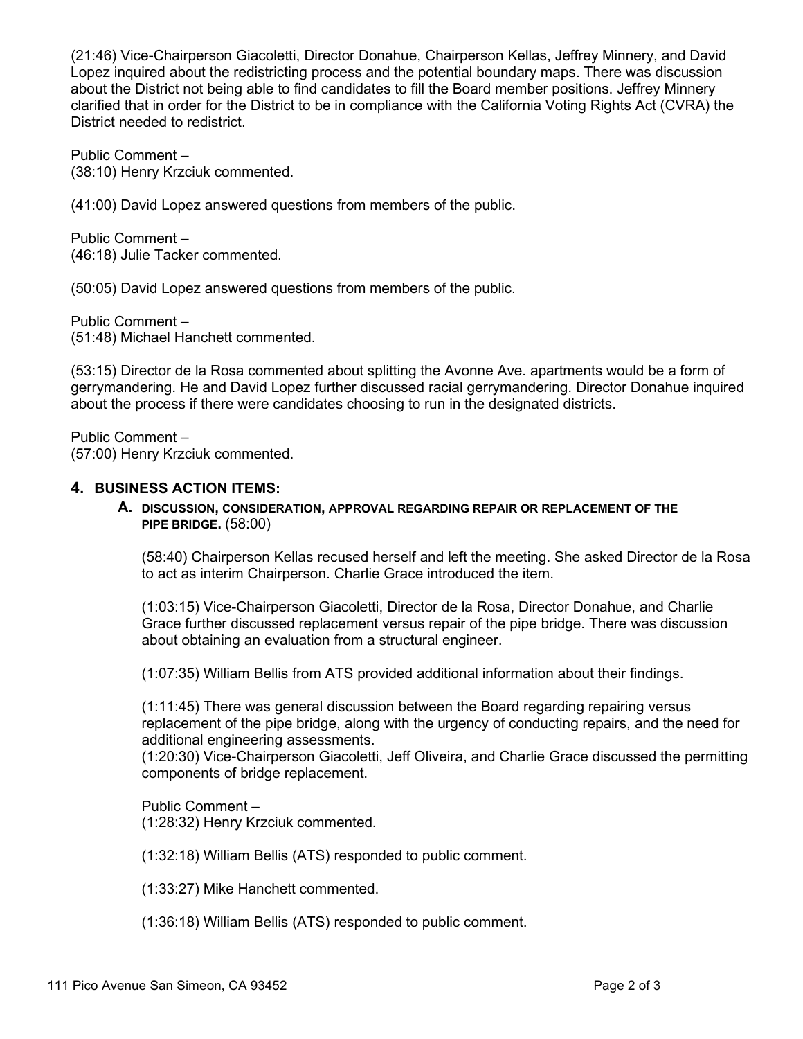(21:46) Vice-Chairperson Giacoletti, Director Donahue, Chairperson Kellas, Jeffrey Minnery, and David Lopez inquired about the redistricting process and the potential boundary maps. There was discussion about the District not being able to find candidates to fill the Board member positions. Jeffrey Minnery clarified that in order for the District to be in compliance with the California Voting Rights Act (CVRA) the District needed to redistrict.

Public Comment –
(38:10) Henry Krzciuk commented.

(41:00) David Lopez answered questions from members of the public.

Public Comment –
(46:18) Julie Tacker commented.

(50:05) David Lopez answered questions from members of the public.

Public Comment –
(51:48) Michael Hanchett commented.

(53:15) Director de la Rosa commented about splitting the Avonne Ave. apartments would be a form of gerrymandering. He and David Lopez further discussed racial gerrymandering. Director Donahue inquired about the process if there were candidates choosing to run in the designated districts.

Public Comment –
(57:00) Henry Krzciuk commented.

## 4. BUSINESS ACTION ITEMS:

**A. DISCUSSION, CONSIDERATION, APPROVAL REGARDING REPAIR OR REPLACEMENT OF THE PIPE BRIDGE.** (58:00)

(58:40) Chairperson Kellas recused herself and left the meeting. She asked Director de la Rosa to act as interim Chairperson. Charlie Grace introduced the item.

(1:03:15) Vice-Chairperson Giacoletti, Director de la Rosa, Director Donahue, and Charlie Grace further discussed replacement versus repair of the pipe bridge. There was discussion about obtaining an evaluation from a structural engineer.

(1:07:35) William Bellis from ATS provided additional information about their findings.

(1:11:45) There was general discussion between the Board regarding repairing versus replacement of the pipe bridge, along with the urgency of conducting repairs, and the need for additional engineering assessments.
(1:20:30) Vice-Chairperson Giacoletti, Jeff Oliveira, and Charlie Grace discussed the permitting components of bridge replacement.

Public Comment –
(1:28:32) Henry Krzciuk commented.

(1:32:18) William Bellis (ATS) responded to public comment.

(1:33:27) Mike Hanchett commented.

(1:36:18) William Bellis (ATS) responded to public comment.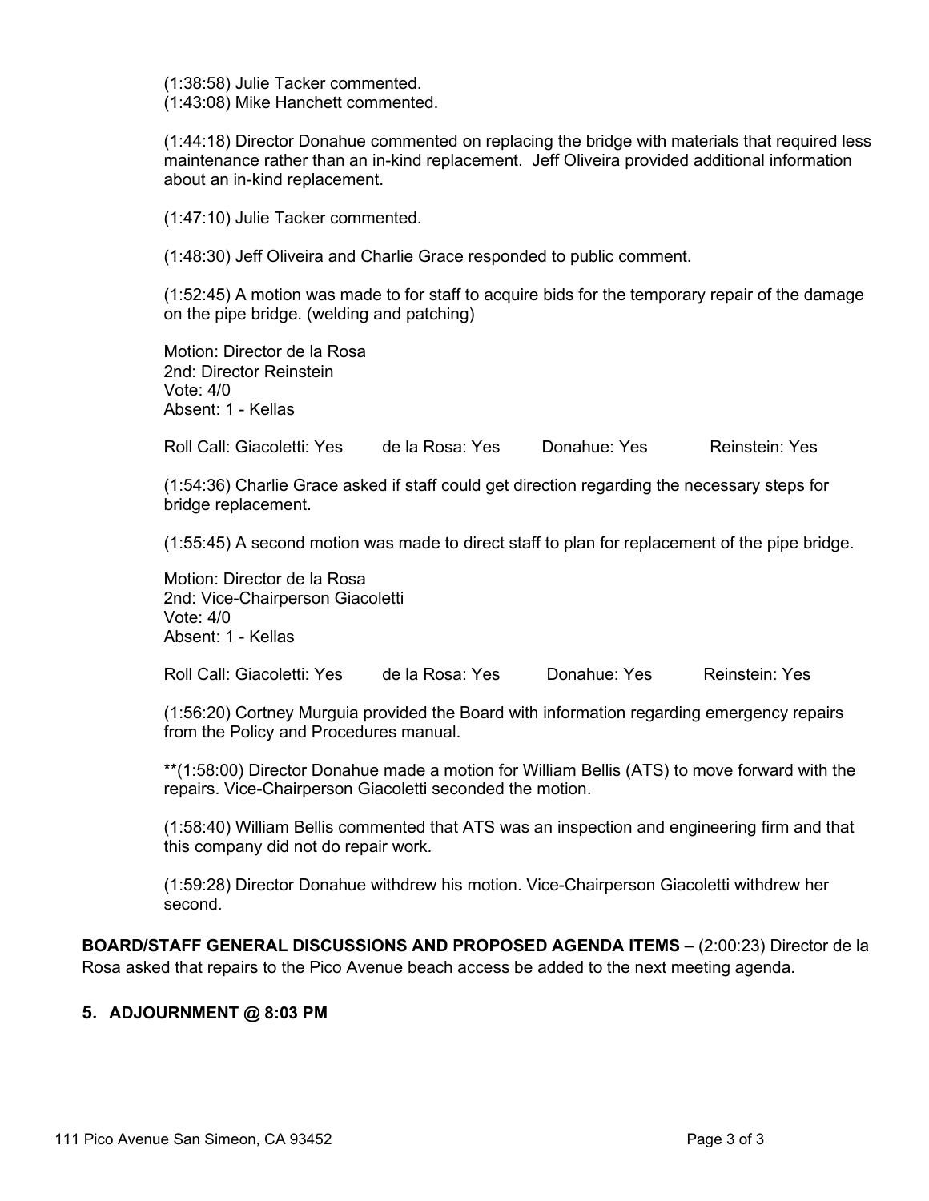(1:38:58) Julie Tacker commented.
(1:43:08) Mike Hanchett commented.

(1:44:18) Director Donahue commented on replacing the bridge with materials that required less maintenance rather than an in-kind replacement. Jeff Oliveira provided additional information about an in-kind replacement.

(1:47:10) Julie Tacker commented.

(1:48:30) Jeff Oliveira and Charlie Grace responded to public comment.

(1:52:45) A motion was made to for staff to acquire bids for the temporary repair of the damage on the pipe bridge. (welding and patching)

Motion: Director de la Rosa
2nd: Director Reinstein
Vote: 4/0
Absent: 1 - Kellas

Roll Call: Giacoletti: Yes de la Rosa: Yes Donahue: Yes Reinstein: Yes

(1:54:36) Charlie Grace asked if staff could get direction regarding the necessary steps for bridge replacement.

(1:55:45) A second motion was made to direct staff to plan for replacement of the pipe bridge.

Motion: Director de la Rosa
2nd: Vice-Chairperson Giacoletti
Vote: 4/0
Absent: 1 - Kellas

Roll Call: Giacoletti: Yes de la Rosa: Yes Donahue: Yes Reinstein: Yes

(1:56:20) Cortney Murguia provided the Board with information regarding emergency repairs from the Policy and Procedures manual.

**(1:58:00) Director Donahue made a motion for William Bellis (ATS) to move forward with the repairs. Vice-Chairperson Giacoletti seconded the motion.

(1:58:40) William Bellis commented that ATS was an inspection and engineering firm and that this company did not do repair work.

(1:59:28) Director Donahue withdrew his motion. Vice-Chairperson Giacoletti withdrew her second.

**BOARD/STAFF GENERAL DISCUSSIONS AND PROPOSED AGENDA ITEMS** – (2:00:23) Director de la Rosa asked that repairs to the Pico Avenue beach access be added to the next meeting agenda.

## 5. ADJOURNMENT @ 8:03 PM

111 Pico Avenue San Simeon, CA 93452